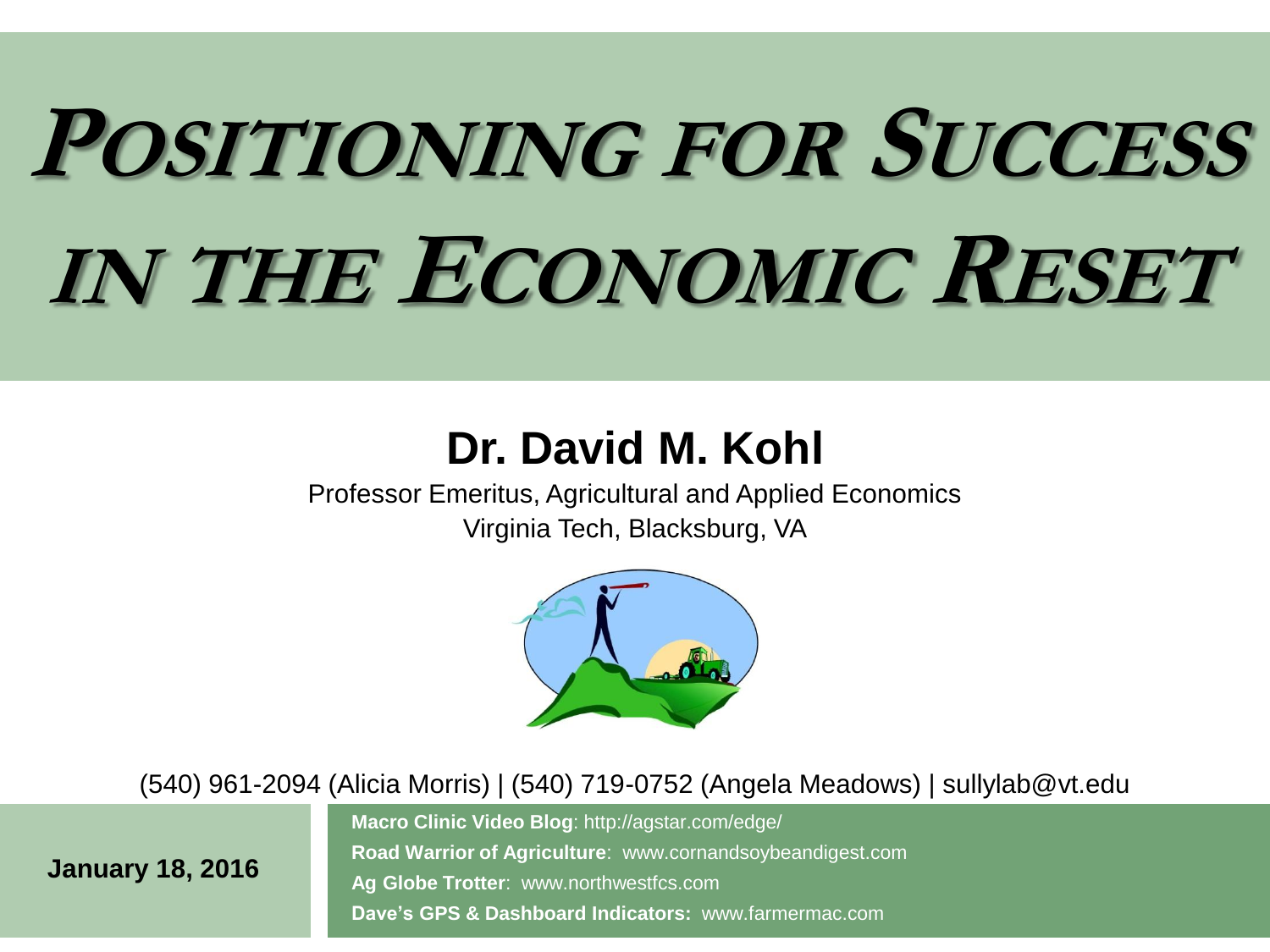# POSITIONING FOR SUCCESS IN THE ECONOMIC RESET

## Dr. David M. Kohl

Professor Emeritus, Agricultural and Applied Economics
Virginia Tech, Blacksburg, VA

(540) 961-2094 (Alicia Morris) | (540) 719-0752 (Angela Meadows) | sullylab@vt.edu

**January 18, 2016**

**Macro Clinic Video Blog**: http://agstar.com/edge/
**Road Warrior of Agriculture**: www.cornandsoybeandigest.com
**Ag Globe Trotter**: www.northwestfcs.com
**Dave's GPS & Dashboard Indicators:** www.farmermac.com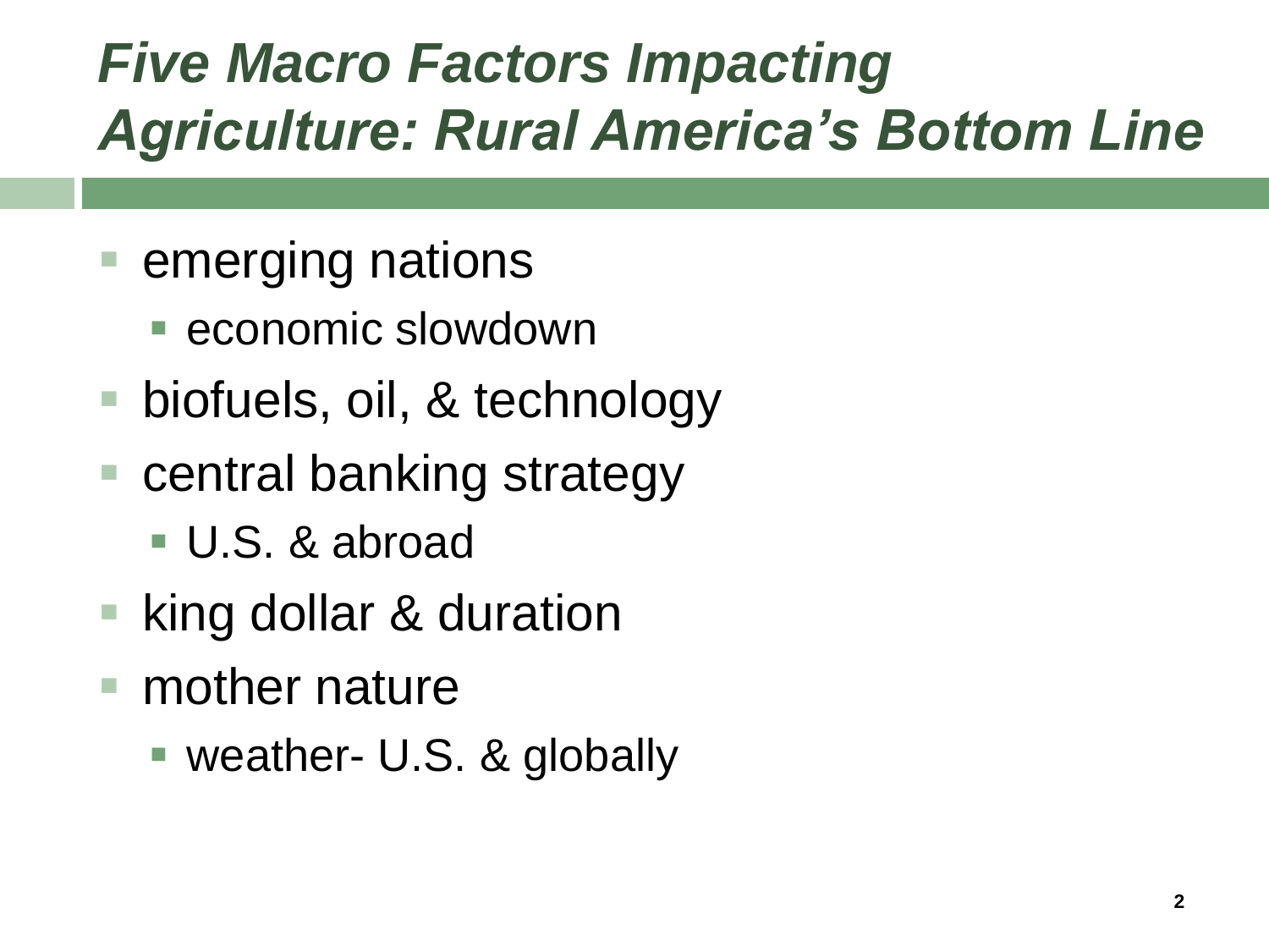# *Five Macro Factors Impacting Agriculture: Rural America's Bottom Line*

- emerging nations
  - economic slowdown
- biofuels, oil, & technology
- central banking strategy
  - U.S. & abroad
- king dollar & duration
- mother nature
  - weather- U.S. & globally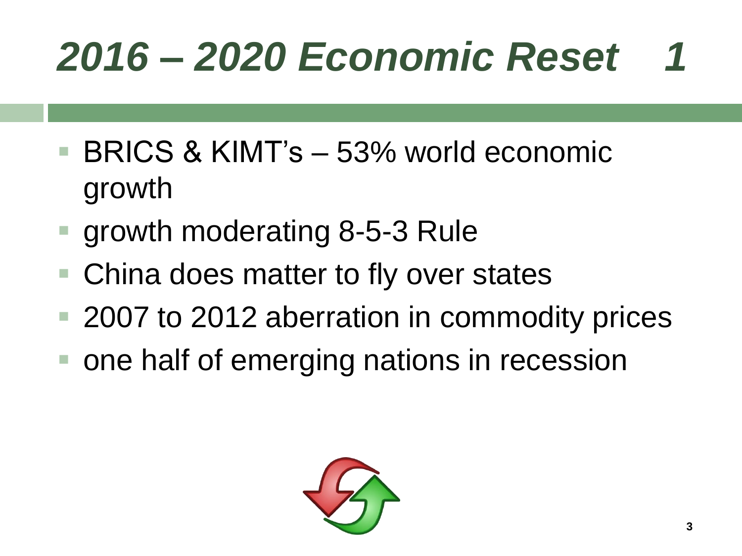# *2016 – 2020 Economic Reset 1*

- BRICS & KIMT's – 53% world economic growth
- growth moderating 8-5-3 Rule
- China does matter to fly over states
- 2007 to 2012 aberration in commodity prices
- one half of emerging nations in recession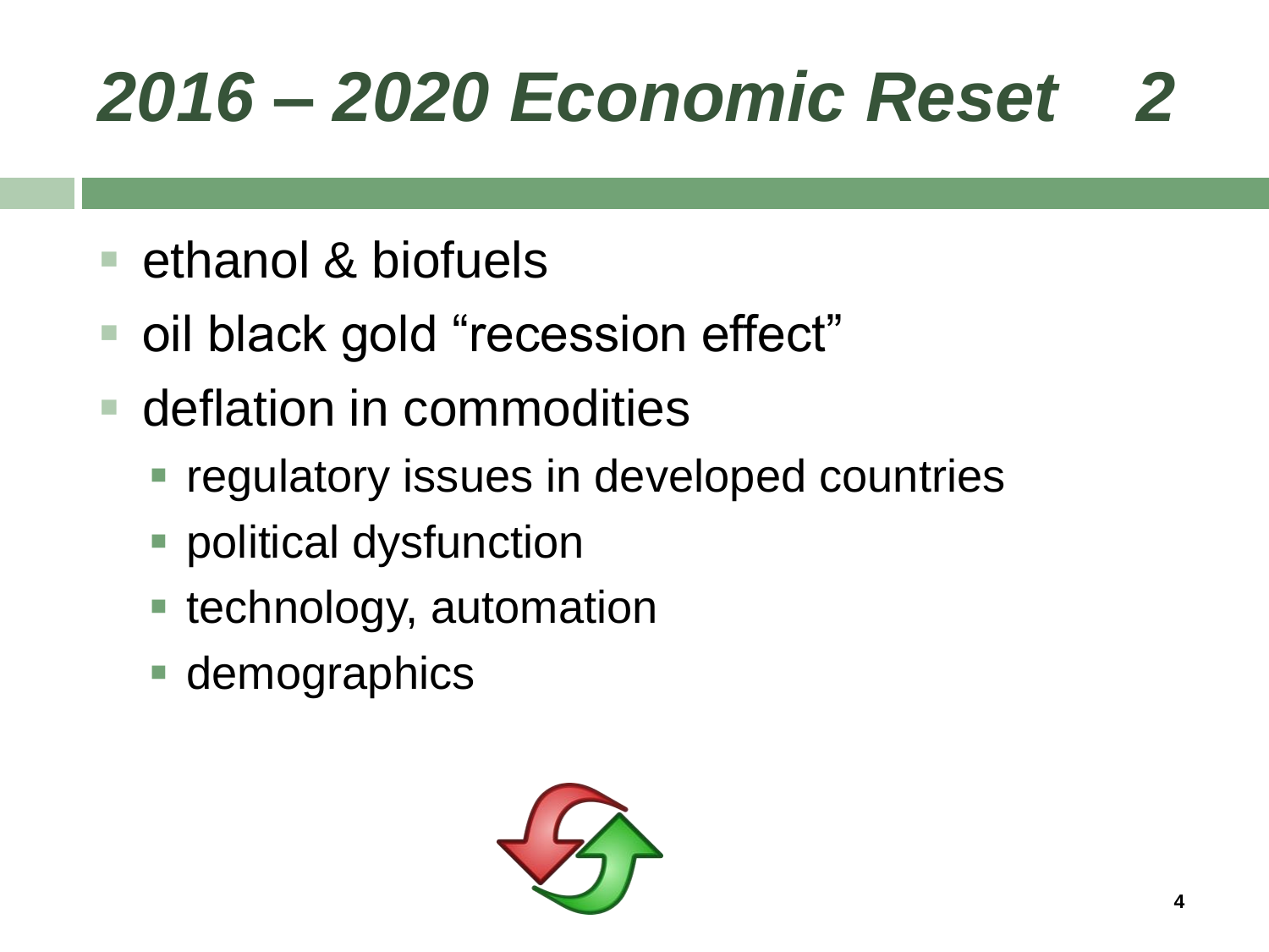# *2016 – 2020 Economic Reset 2*

- ethanol & biofuels
- oil black gold "recession effect"
- deflation in commodities
  - regulatory issues in developed countries
  - political dysfunction
  - technology, automation
  - demographics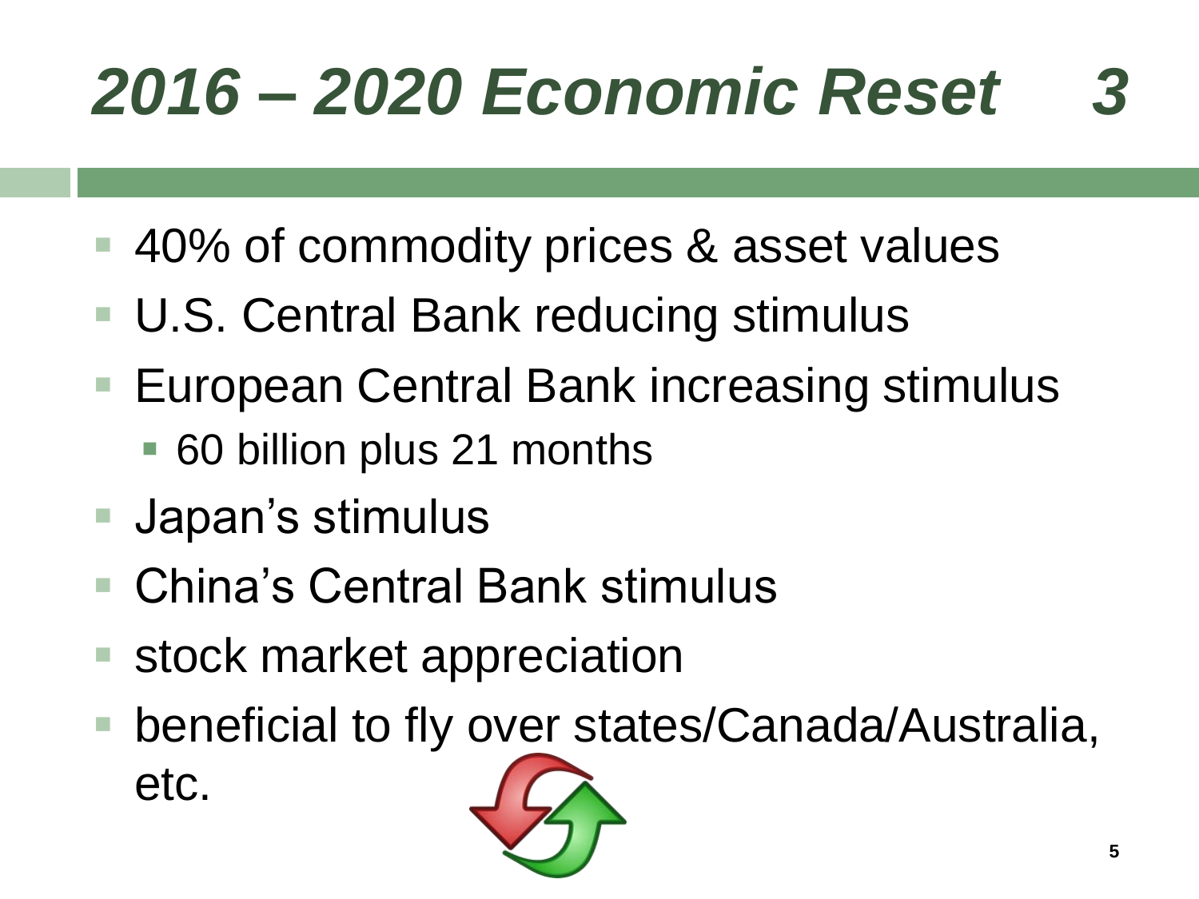# *2016 – 2020 Economic Reset 3*

- 40% of commodity prices & asset values
- U.S. Central Bank reducing stimulus
- European Central Bank increasing stimulus
  - 60 billion plus 21 months
- Japan's stimulus
- China's Central Bank stimulus
- stock market appreciation
- beneficial to fly over states/Canada/Australia, etc.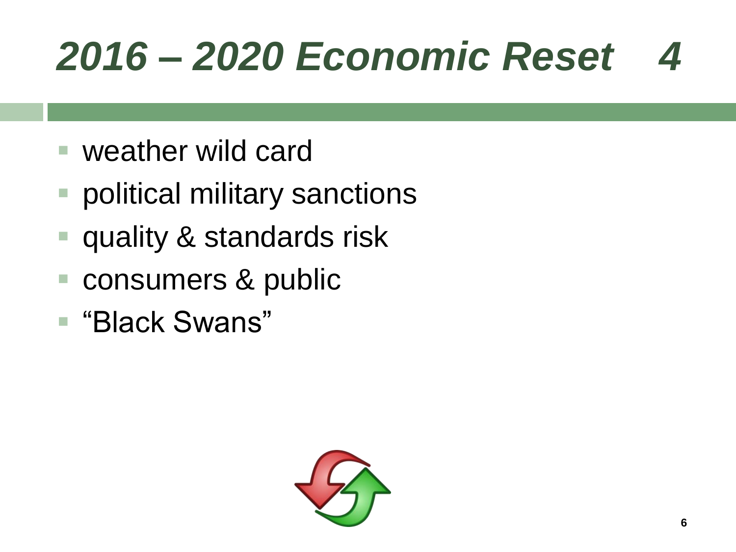# *2016 – 2020 Economic Reset 4*

- weather wild card
- political military sanctions
- quality & standards risk
- consumers & public
- "Black Swans"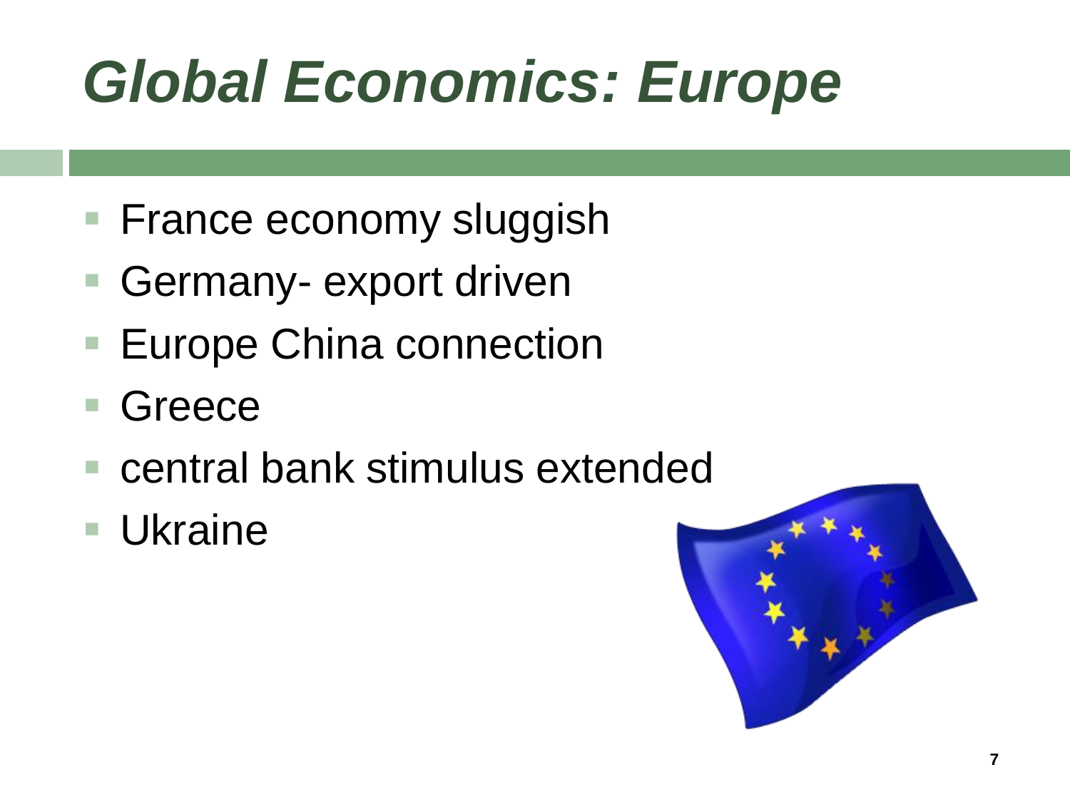# *Global Economics: Europe*

- France economy sluggish
- Germany- export driven
- Europe China connection
- Greece
- central bank stimulus extended
- Ukraine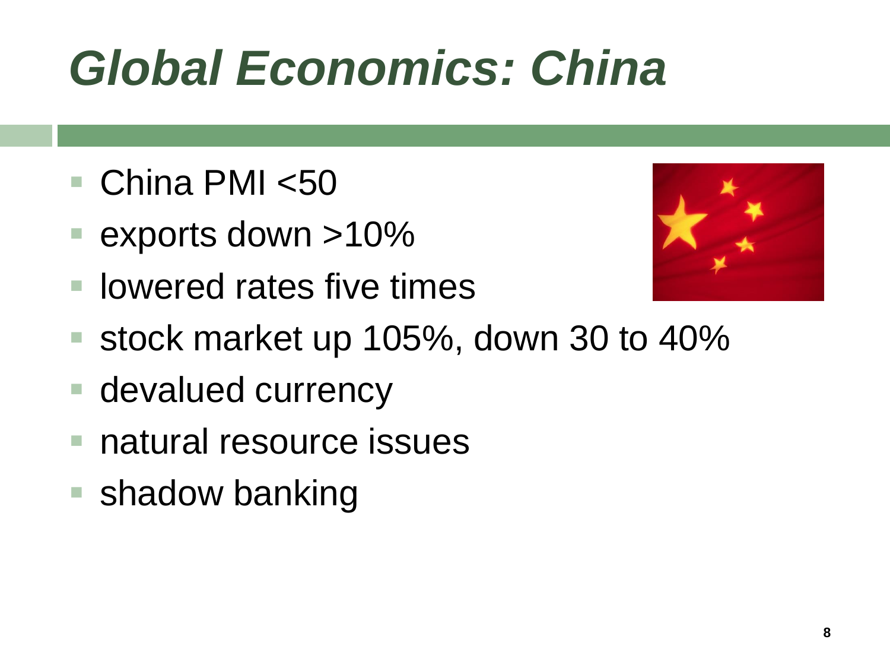# *Global Economics: China*

- China PMI <50
- exports down >10%
- lowered rates five times
- stock market up 105%, down 30 to 40%
- devalued currency
- natural resource issues
- shadow banking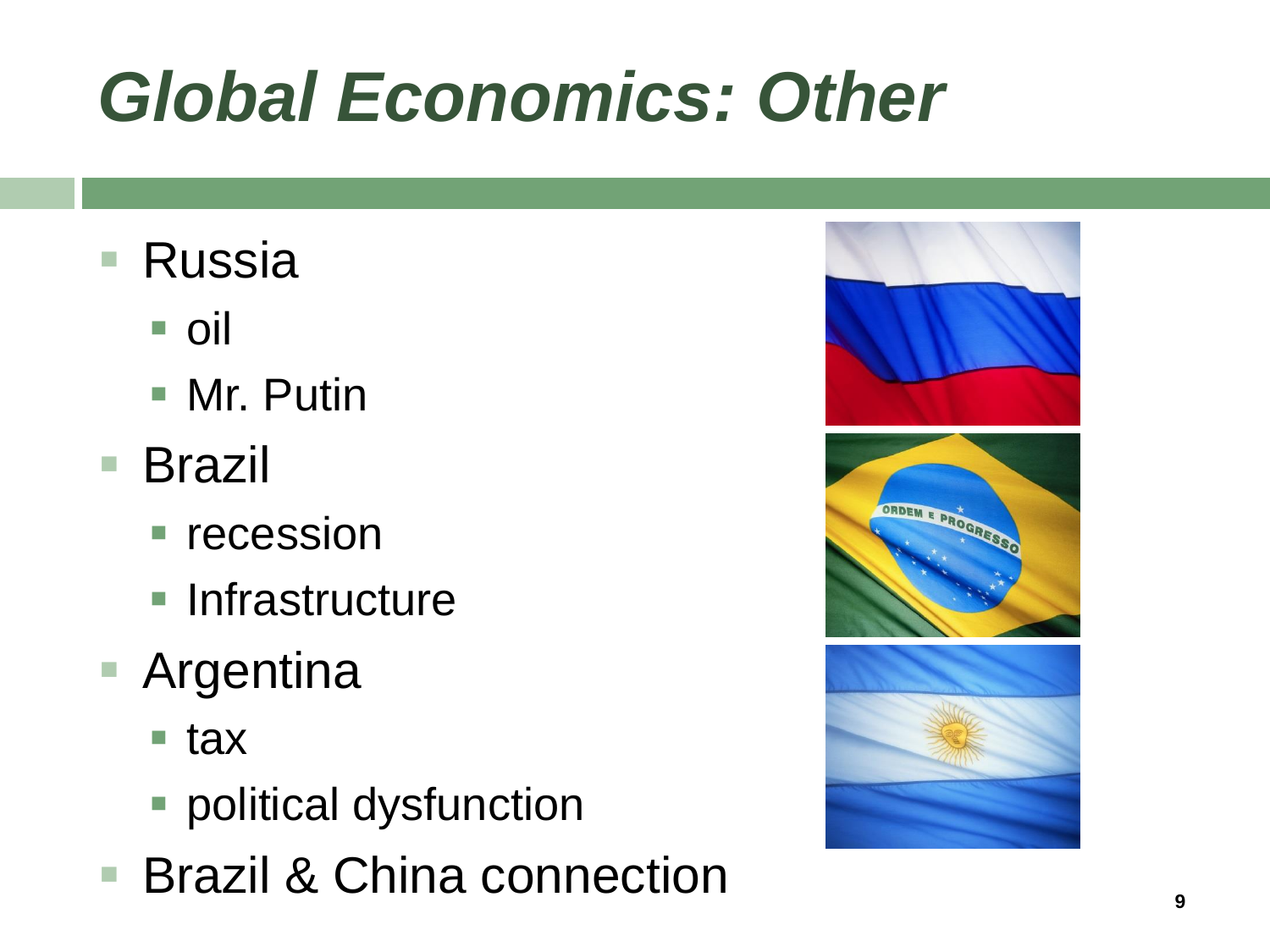# *Global Economics: Other*

- Russia
  - oil
  - Mr. Putin
- Brazil
  - recession
  - Infrastructure
- Argentina
  - tax
  - political dysfunction
- Brazil & China connection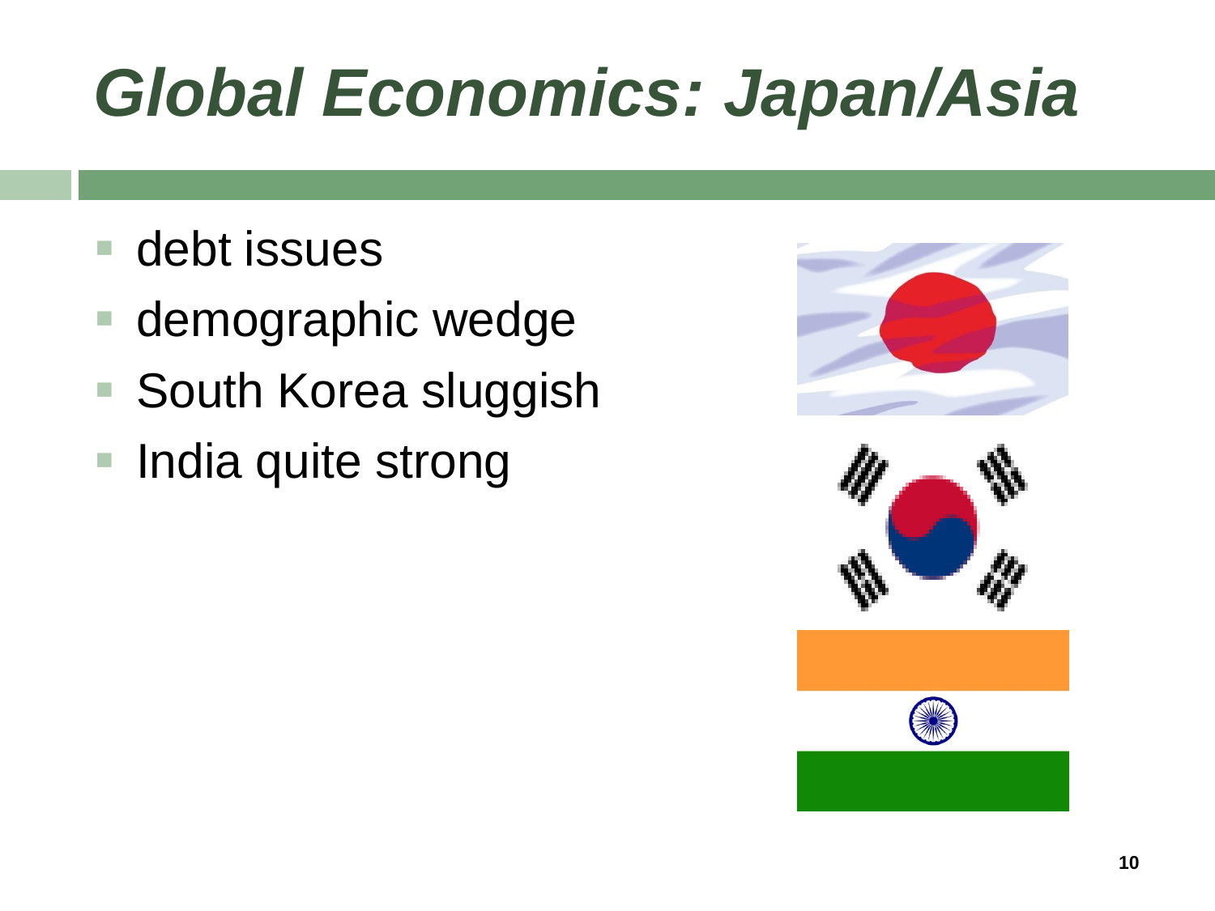# *Global Economics: Japan/Asia*

- debt issues
- demographic wedge
- South Korea sluggish
- India quite strong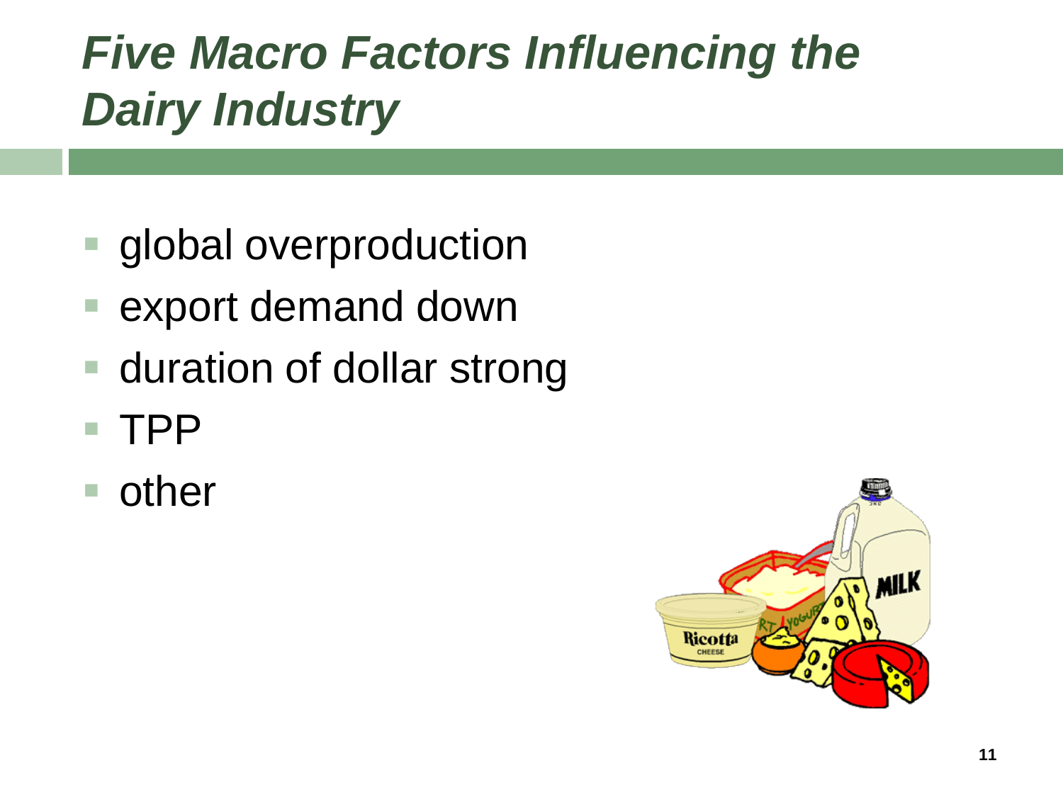# *Five Macro Factors Influencing the Dairy Industry*

- global overproduction
- export demand down
- duration of dollar strong
- TPP
- other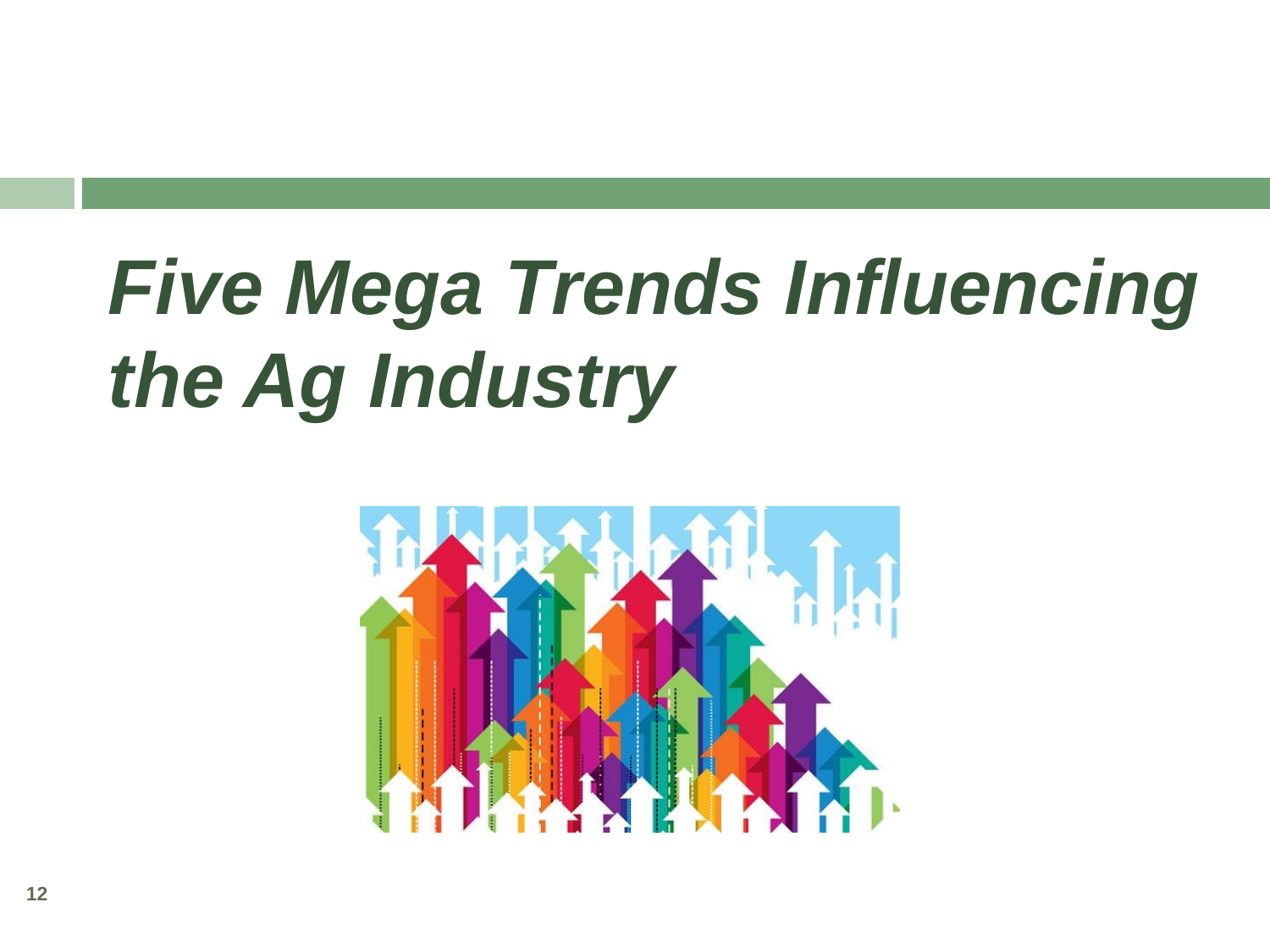# *Five Mega Trends Influencing the Ag Industry*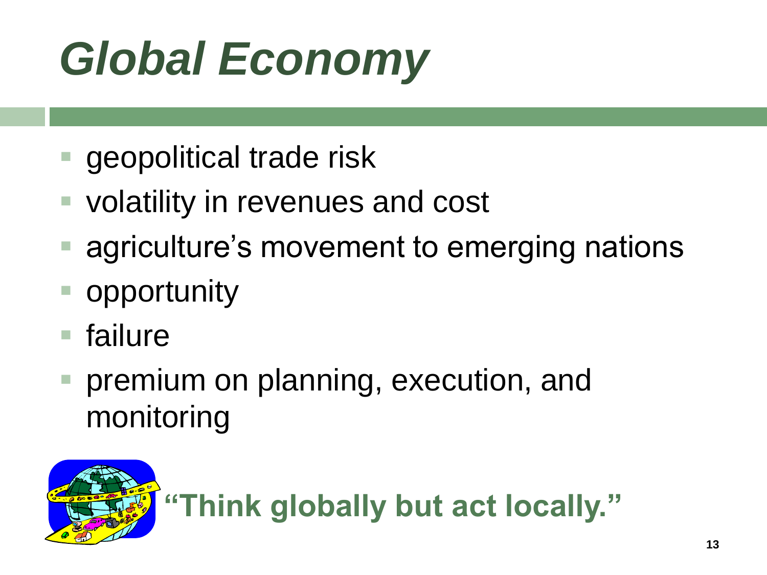# *Global Economy*

- geopolitical trade risk
- volatility in revenues and cost
- agriculture's movement to emerging nations
- opportunity
- failure
- premium on planning, execution, and monitoring

**"Think globally but act locally."**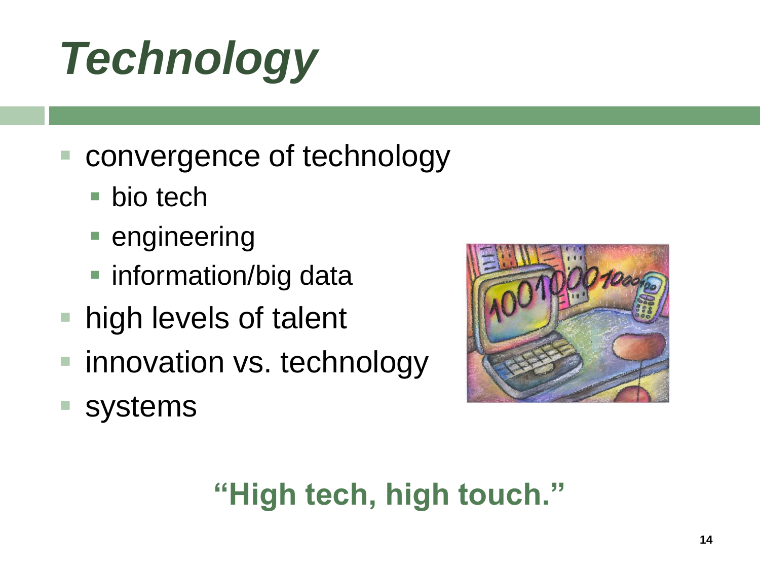# *Technology*

- convergence of technology
  - bio tech
  - engineering
  - information/big data
- high levels of talent
- innovation vs. technology
- systems

**"High tech, high touch."**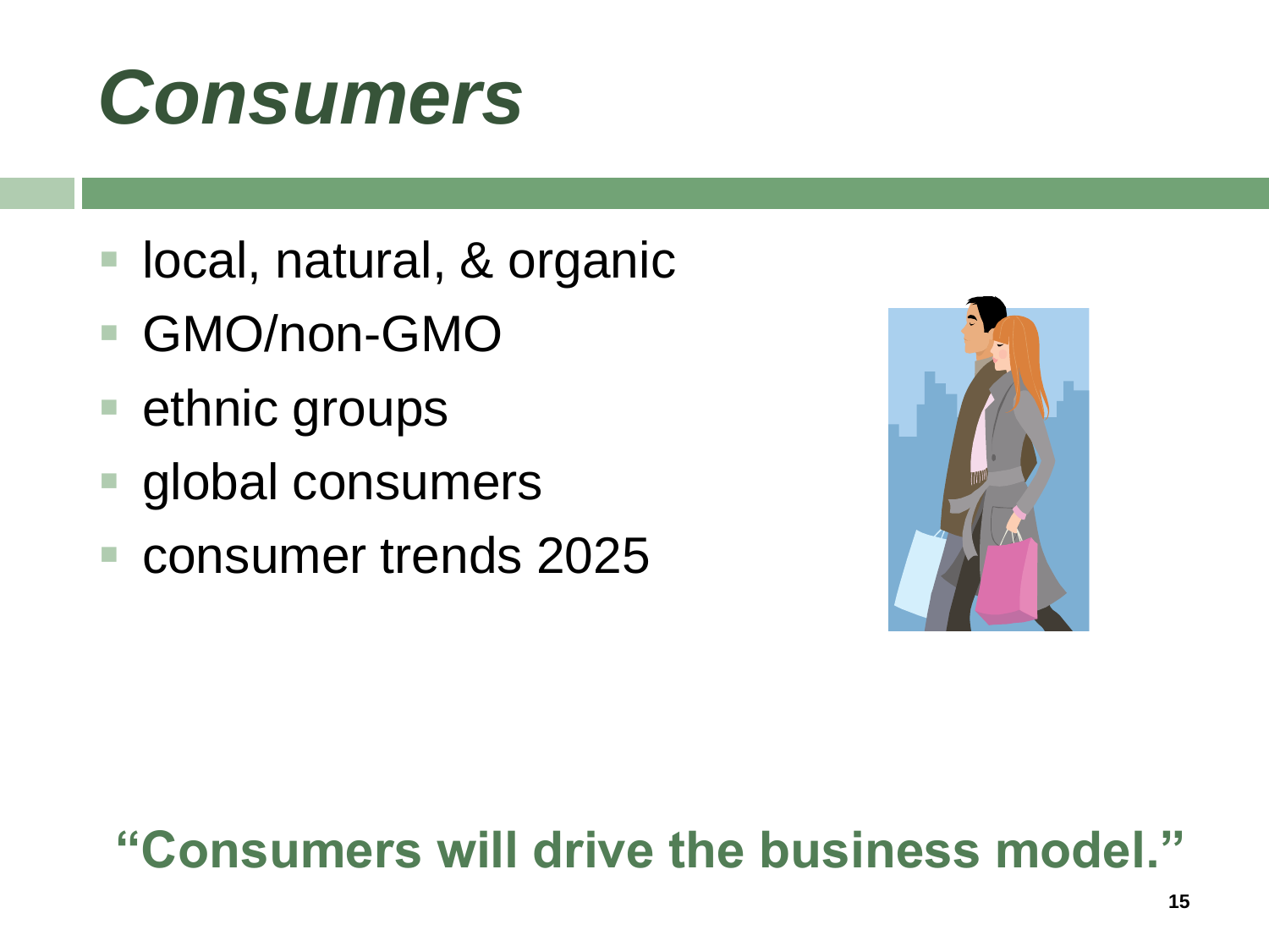# *Consumers*

- local, natural, & organic
- GMO/non-GMO
- ethnic groups
- global consumers
- consumer trends 2025

**"Consumers will drive the business model."**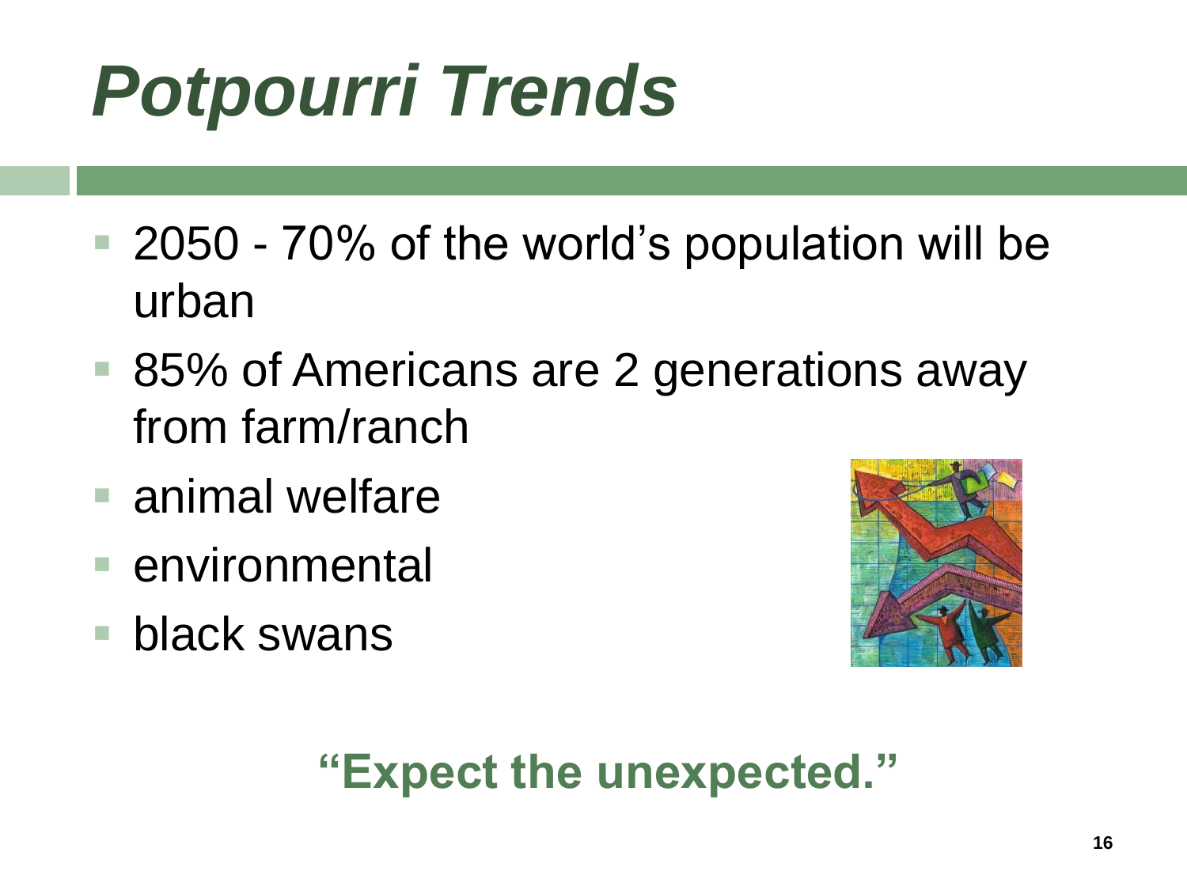# *Potpourri Trends*

- 2050 - 70% of the world's population will be urban
- 85% of Americans are 2 generations away from farm/ranch
- animal welfare
- environmental
- black swans

**"Expect the unexpected."**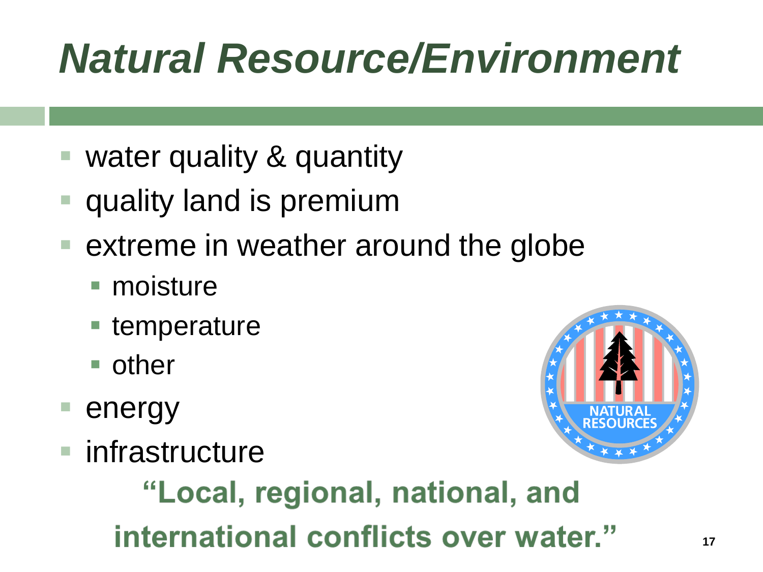# *Natural Resource/Environment*

- water quality & quantity
- quality land is premium
- extreme in weather around the globe
  - moisture
  - temperature
  - other
- energy
- infrastructure

**"Local, regional, national, and international conflicts over water."**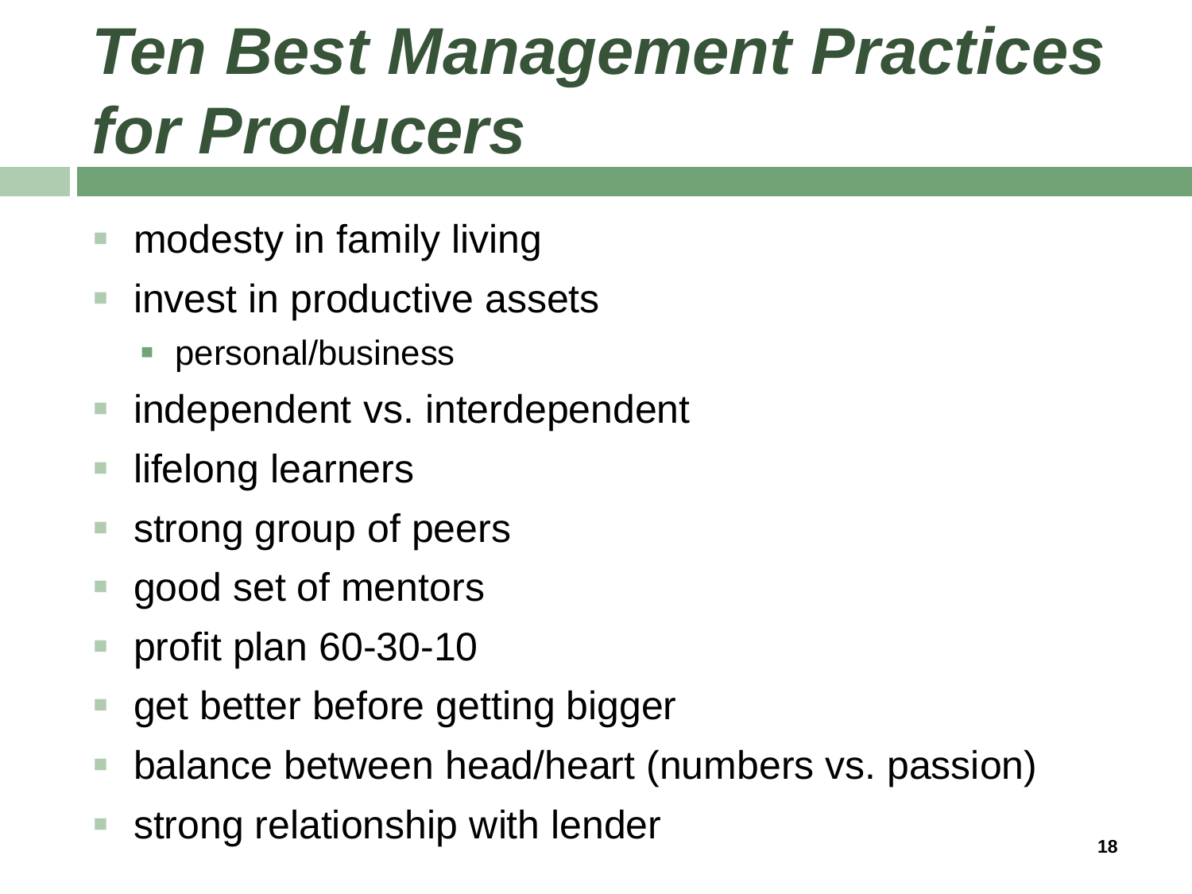# *Ten Best Management Practices for Producers*

- modesty in family living
- invest in productive assets
  - personal/business
- independent vs. interdependent
- lifelong learners
- strong group of peers
- good set of mentors
- profit plan 60-30-10
- get better before getting bigger
- balance between head/heart (numbers vs. passion)
- strong relationship with lender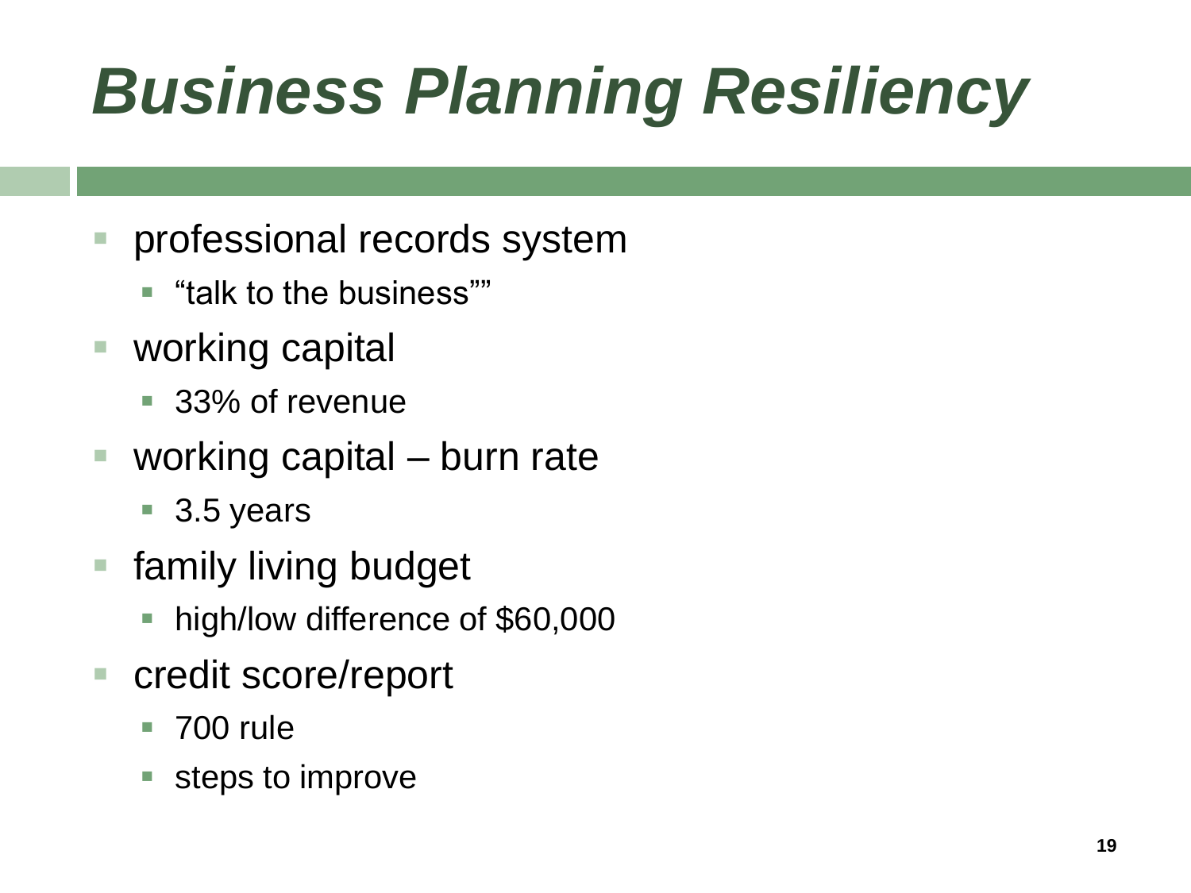# *Business Planning Resiliency*

- professional records system
  - “talk to the business””
- working capital
  - 33% of revenue
- working capital – burn rate
  - 3.5 years
- family living budget
  - high/low difference of $60,000
- credit score/report
  - 700 rule
  - steps to improve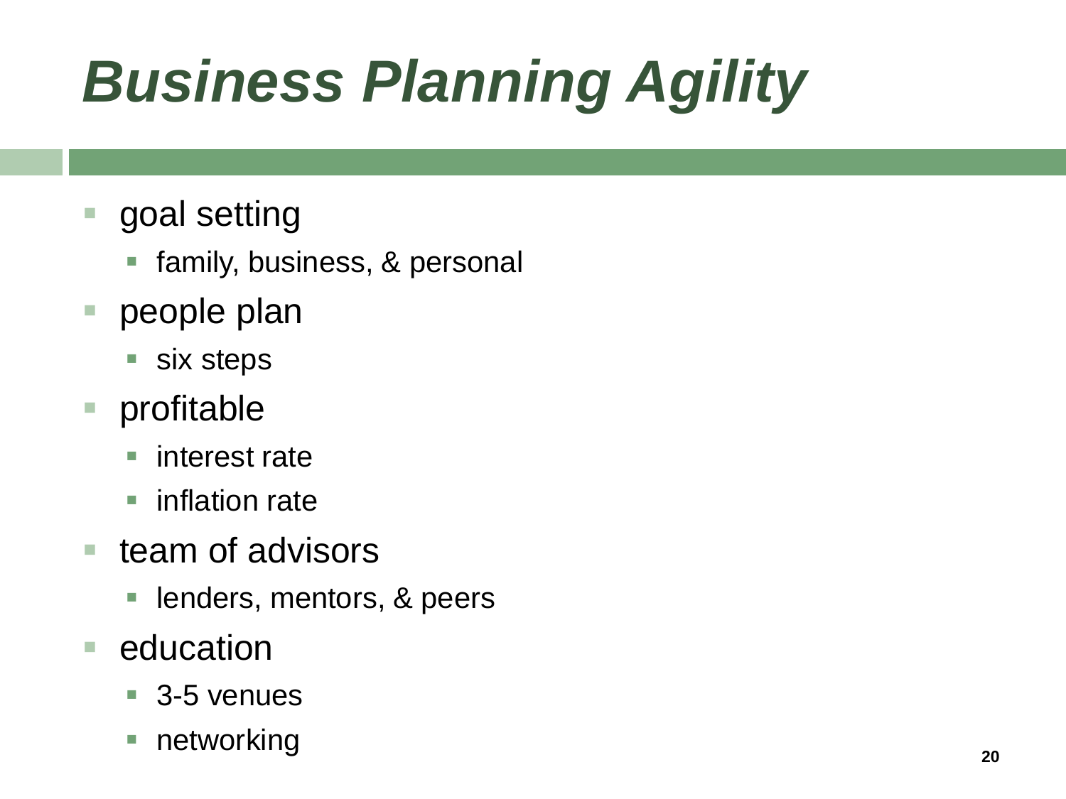# *Business Planning Agility*

- goal setting
  - family, business, & personal
- people plan
  - six steps
- profitable
  - interest rate
  - inflation rate
- team of advisors
  - lenders, mentors, & peers
- education
  - 3-5 venues
  - networking